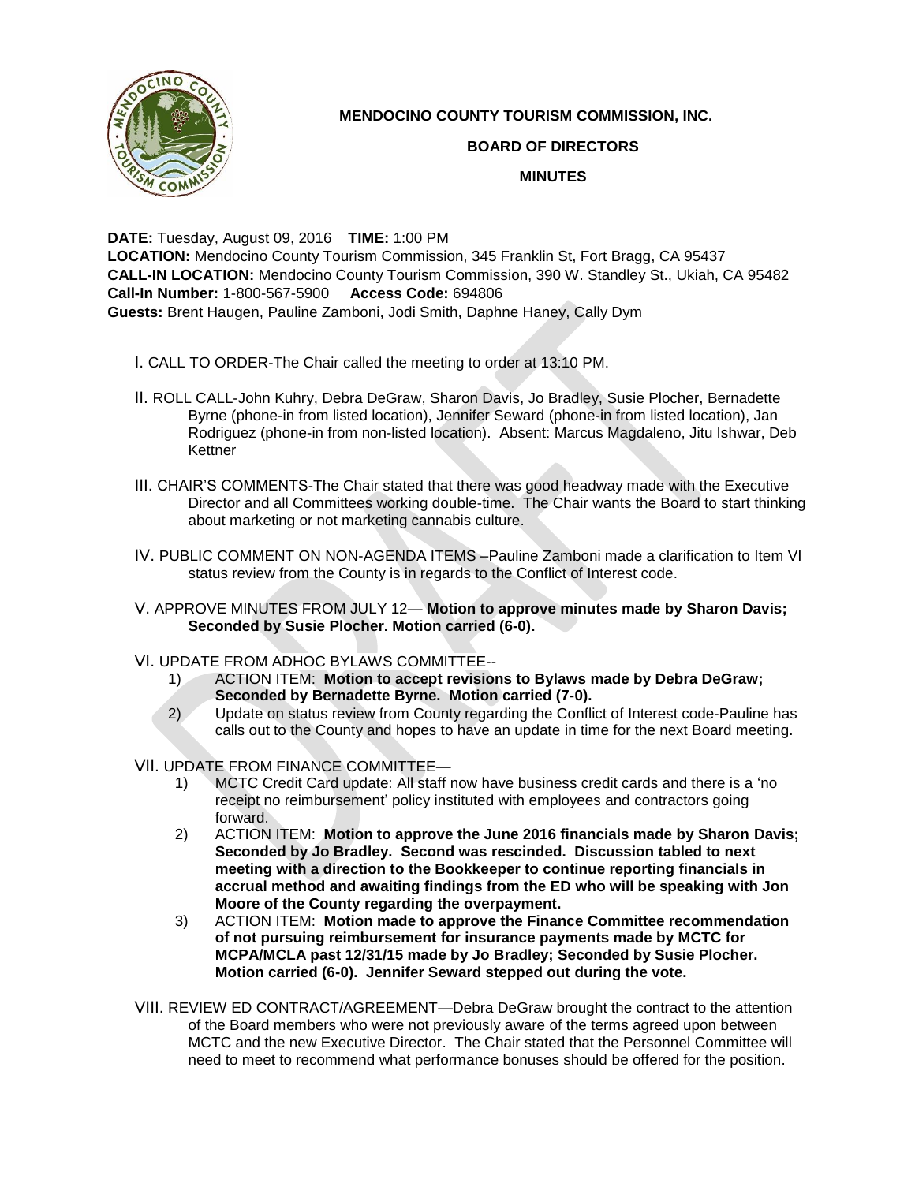# MENDOCINO COUNTY TOURISM COMMISSION, INC.

## BOARD OF DIRECTORS

## MINUTES

**DATE:** Tuesday, August 09, 2016 **TIME:** 1:00 PM
**LOCATION:** Mendocino County Tourism Commission, 345 Franklin St, Fort Bragg, CA 95437
**CALL-IN LOCATION:** Mendocino County Tourism Commission, 390 W. Standley St., Ukiah, CA 95482
**Call-In Number:** 1-800-567-5900 **Access Code:** 694806
**Guests:** Brent Haugen, Pauline Zamboni, Jodi Smith, Daphne Haney, Cally Dym

I. CALL TO ORDER-The Chair called the meeting to order at 13:10 PM.

II. ROLL CALL-John Kuhry, Debra DeGraw, Sharon Davis, Jo Bradley, Susie Plocher, Bernadette Byrne (phone-in from listed location), Jennifer Seward (phone-in from listed location), Jan Rodriguez (phone-in from non-listed location). Absent: Marcus Magdaleno, Jitu Ishwar, Deb Kettner

III. CHAIR'S COMMENTS-The Chair stated that there was good headway made with the Executive Director and all Committees working double-time. The Chair wants the Board to start thinking about marketing or not marketing cannabis culture.

IV. PUBLIC COMMENT ON NON-AGENDA ITEMS –Pauline Zamboni made a clarification to Item VI status review from the County is in regards to the Conflict of Interest code.

V. APPROVE MINUTES FROM JULY 12— **Motion to approve minutes made by Sharon Davis; Seconded by Susie Plocher. Motion carried (6-0).**

VI. UPDATE FROM ADHOC BYLAWS COMMITTEE--

1) ACTION ITEM: **Motion to accept revisions to Bylaws made by Debra DeGraw; Seconded by Bernadette Byrne. Motion carried (7-0).**
2) Update on status review from County regarding the Conflict of Interest code-Pauline has calls out to the County and hopes to have an update in time for the next Board meeting.

VII. UPDATE FROM FINANCE COMMITTEE—

1) MCTC Credit Card update: All staff now have business credit cards and there is a 'no receipt no reimbursement' policy instituted with employees and contractors going forward.
2) ACTION ITEM: **Motion to approve the June 2016 financials made by Sharon Davis; Seconded by Jo Bradley. Second was rescinded. Discussion tabled to next meeting with a direction to the Bookkeeper to continue reporting financials in accrual method and awaiting findings from the ED who will be speaking with Jon Moore of the County regarding the overpayment.**
3) ACTION ITEM: **Motion made to approve the Finance Committee recommendation of not pursuing reimbursement for insurance payments made by MCTC for MCPA/MCLA past 12/31/15 made by Jo Bradley; Seconded by Susie Plocher. Motion carried (6-0). Jennifer Seward stepped out during the vote.**

VIII. REVIEW ED CONTRACT/AGREEMENT—Debra DeGraw brought the contract to the attention of the Board members who were not previously aware of the terms agreed upon between MCTC and the new Executive Director. The Chair stated that the Personnel Committee will need to meet to recommend what performance bonuses should be offered for the position.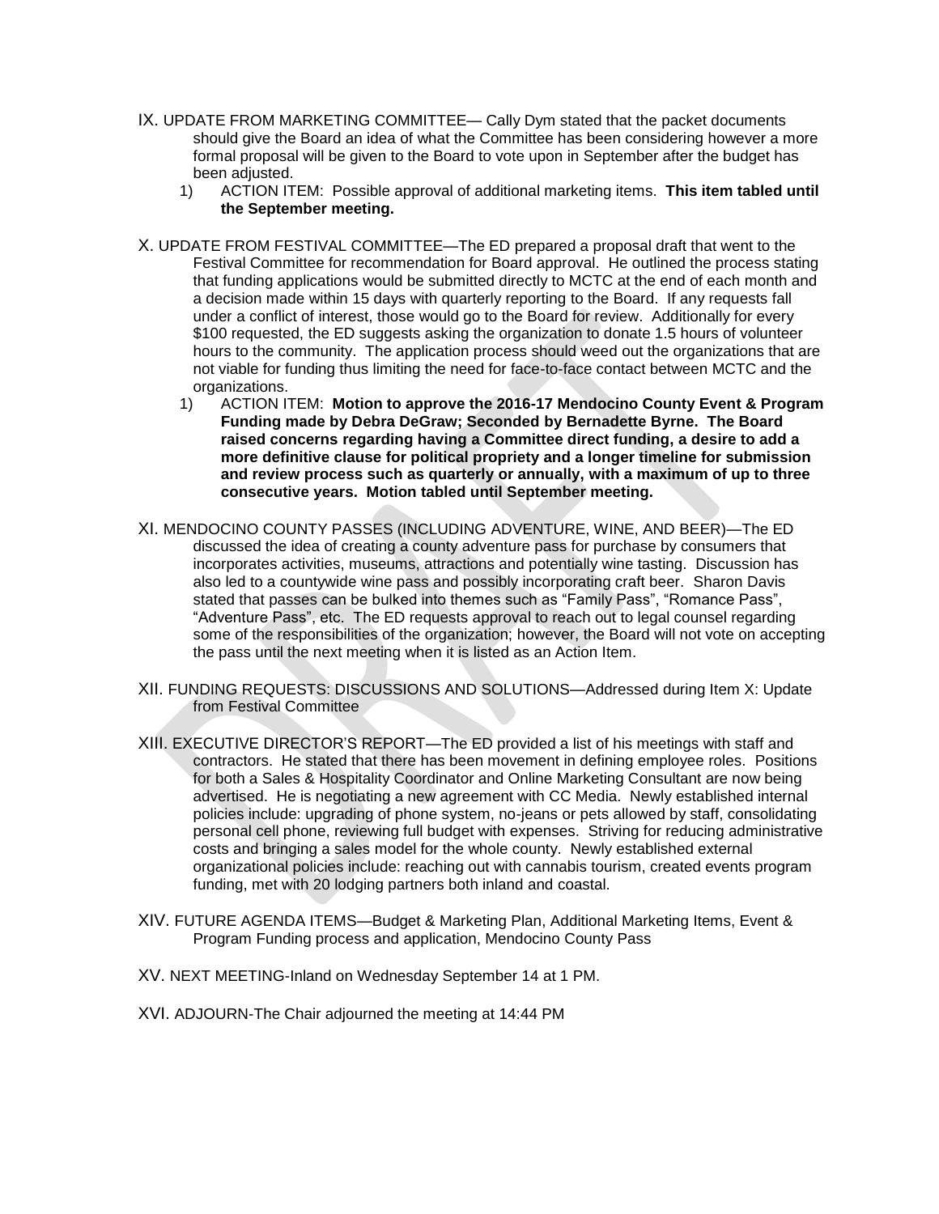IX. UPDATE FROM MARKETING COMMITTEE— Cally Dym stated that the packet documents should give the Board an idea of what the Committee has been considering however a more formal proposal will be given to the Board to vote upon in September after the budget has been adjusted.

1) ACTION ITEM: Possible approval of additional marketing items. **This item tabled until the September meeting.**

X. UPDATE FROM FESTIVAL COMMITTEE—The ED prepared a proposal draft that went to the Festival Committee for recommendation for Board approval. He outlined the process stating that funding applications would be submitted directly to MCTC at the end of each month and a decision made within 15 days with quarterly reporting to the Board. If any requests fall under a conflict of interest, those would go to the Board for review. Additionally for every $100 requested, the ED suggests asking the organization to donate 1.5 hours of volunteer hours to the community. The application process should weed out the organizations that are not viable for funding thus limiting the need for face-to-face contact between MCTC and the organizations.

1) ACTION ITEM: **Motion to approve the 2016-17 Mendocino County Event & Program Funding made by Debra DeGraw; Seconded by Bernadette Byrne. The Board raised concerns regarding having a Committee direct funding, a desire to add a more definitive clause for political propriety and a longer timeline for submission and review process such as quarterly or annually, with a maximum of up to three consecutive years. Motion tabled until September meeting.**

XI. MENDOCINO COUNTY PASSES (INCLUDING ADVENTURE, WINE, AND BEER)—The ED discussed the idea of creating a county adventure pass for purchase by consumers that incorporates activities, museums, attractions and potentially wine tasting. Discussion has also led to a countywide wine pass and possibly incorporating craft beer. Sharon Davis stated that passes can be bulked into themes such as "Family Pass", "Romance Pass", "Adventure Pass", etc. The ED requests approval to reach out to legal counsel regarding some of the responsibilities of the organization; however, the Board will not vote on accepting the pass until the next meeting when it is listed as an Action Item.

XII. FUNDING REQUESTS: DISCUSSIONS AND SOLUTIONS—Addressed during Item X: Update from Festival Committee

XIII. EXECUTIVE DIRECTOR'S REPORT—The ED provided a list of his meetings with staff and contractors. He stated that there has been movement in defining employee roles. Positions for both a Sales & Hospitality Coordinator and Online Marketing Consultant are now being advertised. He is negotiating a new agreement with CC Media. Newly established internal policies include: upgrading of phone system, no-jeans or pets allowed by staff, consolidating personal cell phone, reviewing full budget with expenses. Striving for reducing administrative costs and bringing a sales model for the whole county. Newly established external organizational policies include: reaching out with cannabis tourism, created events program funding, met with 20 lodging partners both inland and coastal.

XIV. FUTURE AGENDA ITEMS—Budget & Marketing Plan, Additional Marketing Items, Event & Program Funding process and application, Mendocino County Pass

XV. NEXT MEETING-Inland on Wednesday September 14 at 1 PM.

XVI. ADJOURN-The Chair adjourned the meeting at 14:44 PM